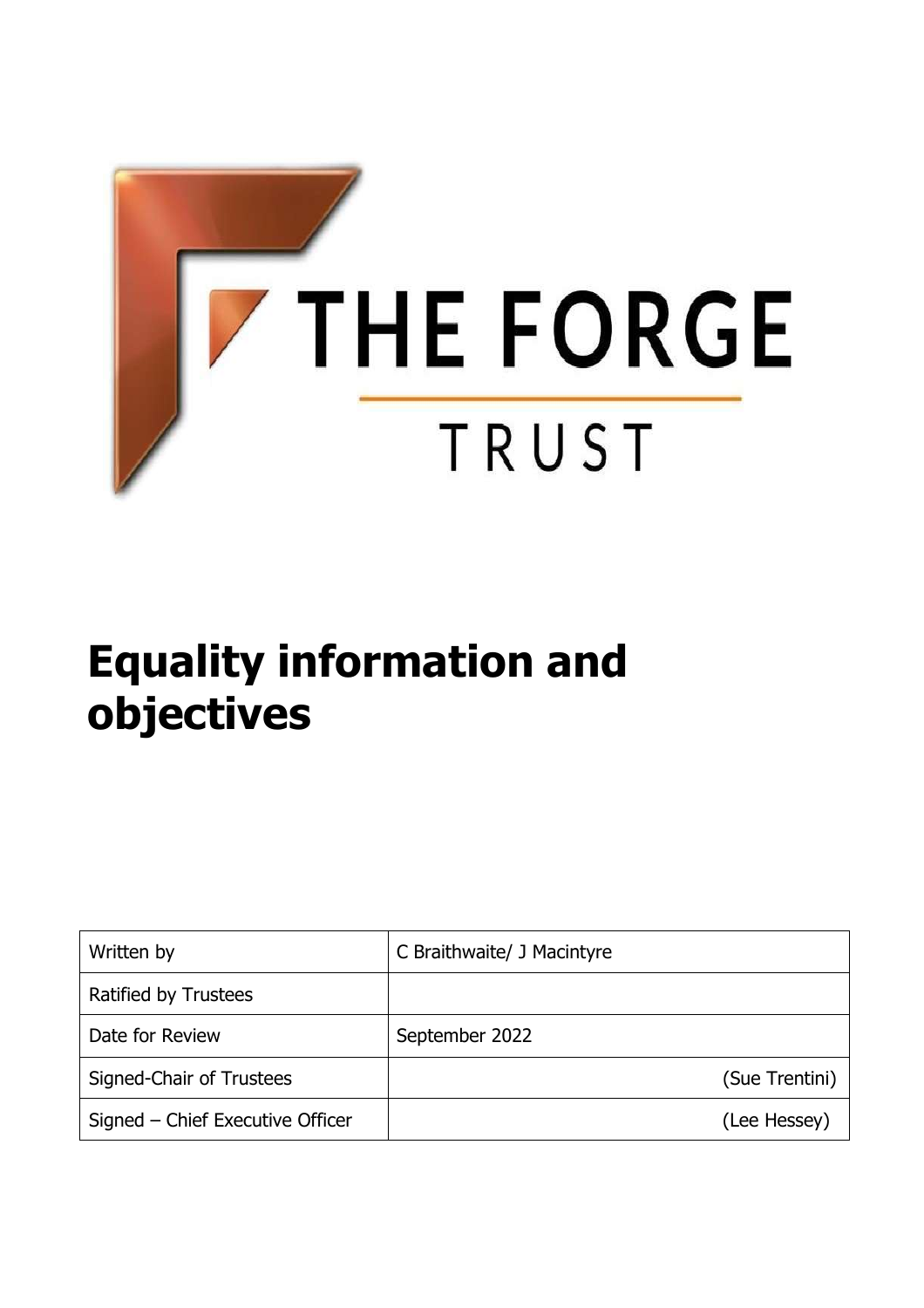THE FORGE

TRUST

# Equality information and objectives

| Written by | C Braithwaite/ J Macintyre |
| --- | --- |
| Ratified by Trustees | |
| Date for Review | September 2022 |
| Signed-Chair of Trustees | (Sue Trentini) |
| Signed – Chief Executive Officer | (Lee Hessey) |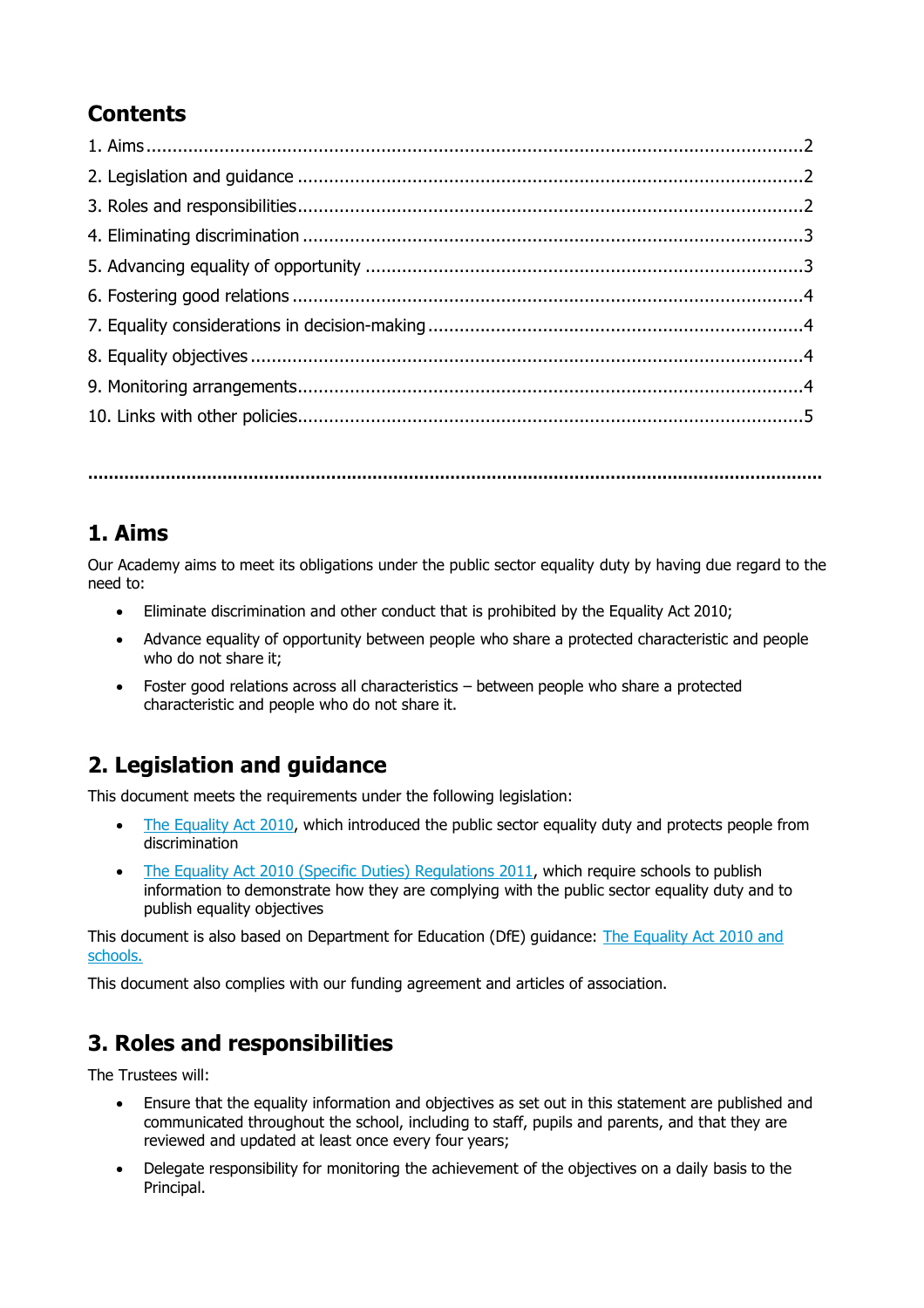## Contents

1. Aims......................................................................................................................2
2. Legislation and guidance ......................................................................................2
3. Roles and responsibilities......................................................................................2
4. Eliminating discrimination .....................................................................................3
5. Advancing equality of opportunity .........................................................................3
6. Fostering good relations .......................................................................................4
7. Equality considerations in decision-making .............................................................4
8. Equality objectives ..............................................................................................4
9. Monitoring arrangements......................................................................................4
10. Links with other policies.......................................................................................5

---

## 1. Aims

Our Academy aims to meet its obligations under the public sector equality duty by having due regard to the need to:

- Eliminate discrimination and other conduct that is prohibited by the Equality Act 2010;
- Advance equality of opportunity between people who share a protected characteristic and people who do not share it;
- Foster good relations across all characteristics – between people who share a protected characteristic and people who do not share it.

## 2. Legislation and guidance

This document meets the requirements under the following legislation:

- The Equality Act 2010, which introduced the public sector equality duty and protects people from discrimination
- The Equality Act 2010 (Specific Duties) Regulations 2011, which require schools to publish information to demonstrate how they are complying with the public sector equality duty and to publish equality objectives

This document is also based on Department for Education (DfE) guidance: The Equality Act 2010 and schools.

This document also complies with our funding agreement and articles of association.

## 3. Roles and responsibilities

The Trustees will:

- Ensure that the equality information and objectives as set out in this statement are published and communicated throughout the school, including to staff, pupils and parents, and that they are reviewed and updated at least once every four years;
- Delegate responsibility for monitoring the achievement of the objectives on a daily basis to the Principal.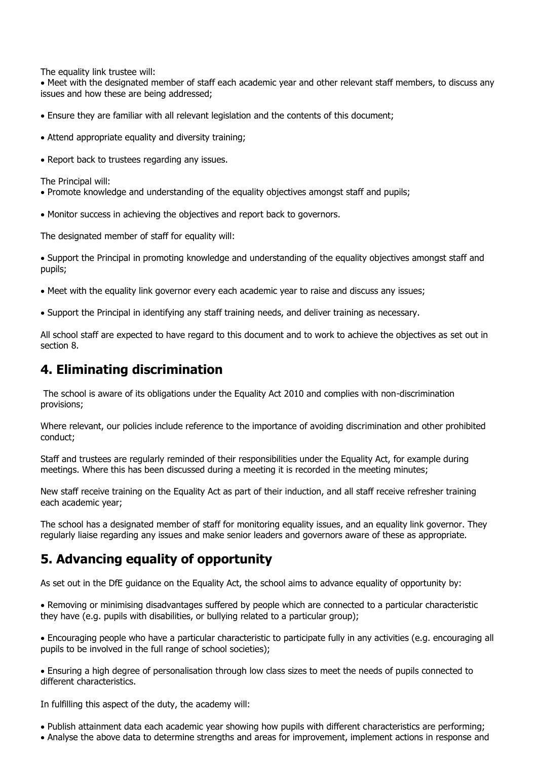The equality link trustee will:

- Meet with the designated member of staff each academic year and other relevant staff members, to discuss any issues and how these are being addressed;
- Ensure they are familiar with all relevant legislation and the contents of this document;
- Attend appropriate equality and diversity training;
- Report back to trustees regarding any issues.

The Principal will:

- Promote knowledge and understanding of the equality objectives amongst staff and pupils;
- Monitor success in achieving the objectives and report back to governors.

The designated member of staff for equality will:

- Support the Principal in promoting knowledge and understanding of the equality objectives amongst staff and pupils;
- Meet with the equality link governor every each academic year to raise and discuss any issues;
- Support the Principal in identifying any staff training needs, and deliver training as necessary.

All school staff are expected to have regard to this document and to work to achieve the objectives as set out in section 8.

## 4. Eliminating discrimination

The school is aware of its obligations under the Equality Act 2010 and complies with non-discrimination provisions;

Where relevant, our policies include reference to the importance of avoiding discrimination and other prohibited conduct;

Staff and trustees are regularly reminded of their responsibilities under the Equality Act, for example during meetings. Where this has been discussed during a meeting it is recorded in the meeting minutes;

New staff receive training on the Equality Act as part of their induction, and all staff receive refresher training each academic year;

The school has a designated member of staff for monitoring equality issues, and an equality link governor. They regularly liaise regarding any issues and make senior leaders and governors aware of these as appropriate.

## 5. Advancing equality of opportunity

As set out in the DfE guidance on the Equality Act, the school aims to advance equality of opportunity by:

- Removing or minimising disadvantages suffered by people which are connected to a particular characteristic they have (e.g. pupils with disabilities, or bullying related to a particular group);
- Encouraging people who have a particular characteristic to participate fully in any activities (e.g. encouraging all pupils to be involved in the full range of school societies);
- Ensuring a high degree of personalisation through low class sizes to meet the needs of pupils connected to different characteristics.

In fulfilling this aspect of the duty, the academy will:

- Publish attainment data each academic year showing how pupils with different characteristics are performing;
- Analyse the above data to determine strengths and areas for improvement, implement actions in response and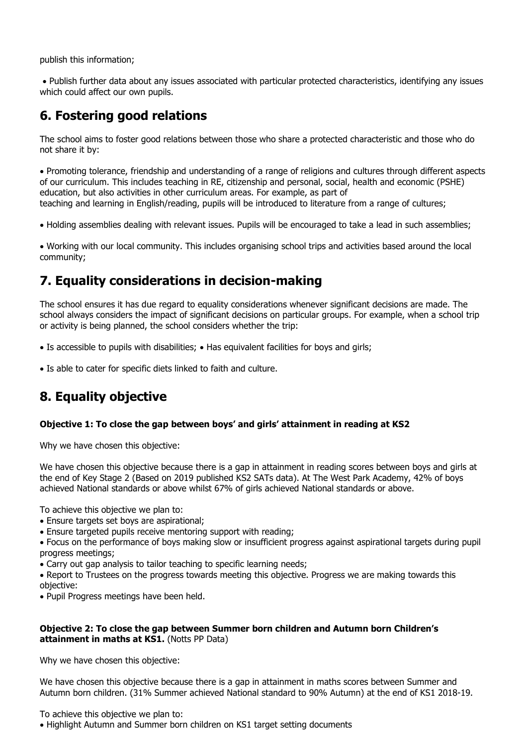publish this information;

- Publish further data about any issues associated with particular protected characteristics, identifying any issues which could affect our own pupils.

## 6. Fostering good relations

The school aims to foster good relations between those who share a protected characteristic and those who do not share it by:

- Promoting tolerance, friendship and understanding of a range of religions and cultures through different aspects of our curriculum. This includes teaching in RE, citizenship and personal, social, health and economic (PSHE) education, but also activities in other curriculum areas. For example, as part of teaching and learning in English/reading, pupils will be introduced to literature from a range of cultures;

- Holding assemblies dealing with relevant issues. Pupils will be encouraged to take a lead in such assemblies;

- Working with our local community. This includes organising school trips and activities based around the local community;

## 7. Equality considerations in decision-making

The school ensures it has due regard to equality considerations whenever significant decisions are made. The school always considers the impact of significant decisions on particular groups. For example, when a school trip or activity is being planned, the school considers whether the trip:

- Is accessible to pupils with disabilities; • Has equivalent facilities for boys and girls;

- Is able to cater for specific diets linked to faith and culture.

## 8. Equality objective

**Objective 1: To close the gap between boys' and girls' attainment in reading at KS2**

Why we have chosen this objective:

We have chosen this objective because there is a gap in attainment in reading scores between boys and girls at the end of Key Stage 2 (Based on 2019 published KS2 SATs data). At The West Park Academy, 42% of boys achieved National standards or above whilst 67% of girls achieved National standards or above.

To achieve this objective we plan to:

- Ensure targets set boys are aspirational;
- Ensure targeted pupils receive mentoring support with reading;
- Focus on the performance of boys making slow or insufficient progress against aspirational targets during pupil progress meetings;
- Carry out gap analysis to tailor teaching to specific learning needs;
- Report to Trustees on the progress towards meeting this objective. Progress we are making towards this objective:
- Pupil Progress meetings have been held.

**Objective 2: To close the gap between Summer born children and Autumn born Children's attainment in maths at KS1.** (Notts PP Data)

Why we have chosen this objective:

We have chosen this objective because there is a gap in attainment in maths scores between Summer and Autumn born children. (31% Summer achieved National standard to 90% Autumn) at the end of KS1 2018-19.

To achieve this objective we plan to:

- Highlight Autumn and Summer born children on KS1 target setting documents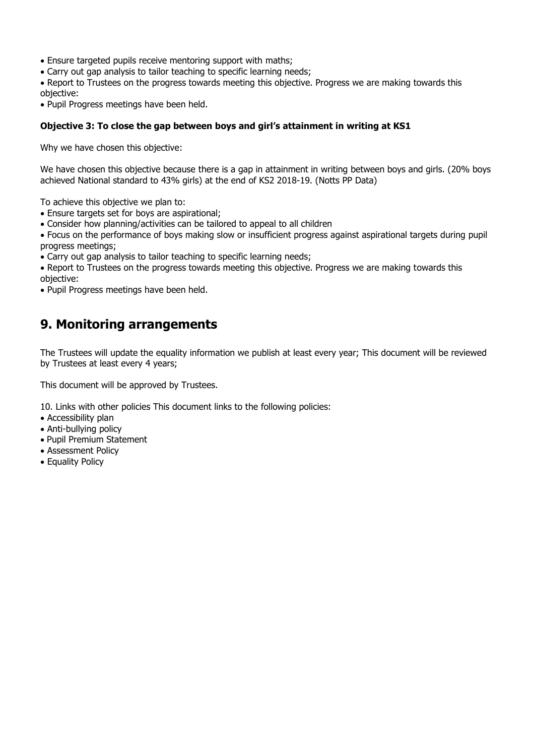- Ensure targeted pupils receive mentoring support with maths;
- Carry out gap analysis to tailor teaching to specific learning needs;
- Report to Trustees on the progress towards meeting this objective. Progress we are making towards this objective:
- Pupil Progress meetings have been held.

**Objective 3: To close the gap between boys and girl's attainment in writing at KS1**

Why we have chosen this objective:

We have chosen this objective because there is a gap in attainment in writing between boys and girls. (20% boys achieved National standard to 43% girls) at the end of KS2 2018-19. (Notts PP Data)

To achieve this objective we plan to:

- Ensure targets set for boys are aspirational;
- Consider how planning/activities can be tailored to appeal to all children
- Focus on the performance of boys making slow or insufficient progress against aspirational targets during pupil progress meetings;
- Carry out gap analysis to tailor teaching to specific learning needs;
- Report to Trustees on the progress towards meeting this objective. Progress we are making towards this objective:
- Pupil Progress meetings have been held.

## 9. Monitoring arrangements

The Trustees will update the equality information we publish at least every year; This document will be reviewed by Trustees at least every 4 years;

This document will be approved by Trustees.

10. Links with other policies This document links to the following policies:

- Accessibility plan
- Anti-bullying policy
- Pupil Premium Statement
- Assessment Policy
- Equality Policy